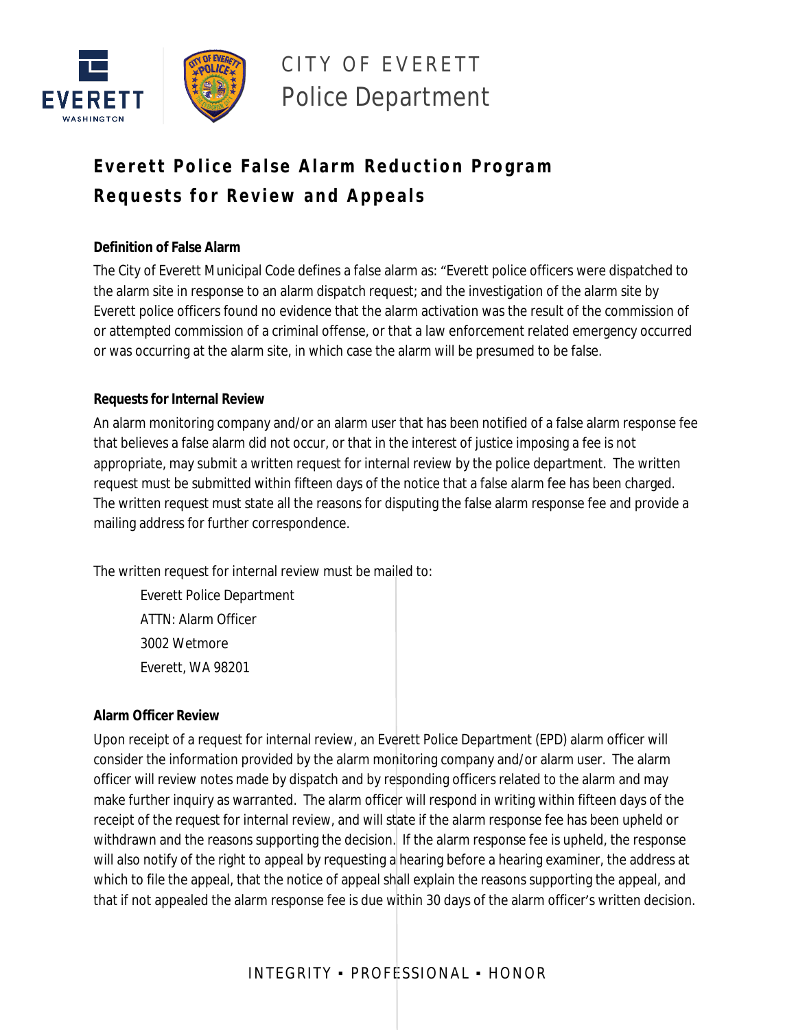CITY OF EVERETT
Police Department

# Everett Police False Alarm Reduction Program
# Requests for Review and Appeals

**Definition of False Alarm**

The City of Everett Municipal Code defines a false alarm as: "Everett police officers were dispatched to the alarm site in response to an alarm dispatch request; and the investigation of the alarm site by Everett police officers found no evidence that the alarm activation was the result of the commission of or attempted commission of a criminal offense, or that a law enforcement related emergency occurred or was occurring at the alarm site, in which case the alarm will be presumed to be false.

**Requests for Internal Review**

An alarm monitoring company and/or an alarm user that has been notified of a false alarm response fee that believes a false alarm did not occur, or that in the interest of justice imposing a fee is not appropriate, may submit a written request for internal review by the police department. The written request must be submitted within fifteen days of the notice that a false alarm fee has been charged. The written request must state all the reasons for disputing the false alarm response fee and provide a mailing address for further correspondence.

The written request for internal review must be mailed to:

Everett Police Department
ATTN: Alarm Officer
3002 Wetmore
Everett, WA 98201

**Alarm Officer Review**

Upon receipt of a request for internal review, an Everett Police Department (EPD) alarm officer will consider the information provided by the alarm monitoring company and/or alarm user. The alarm officer will review notes made by dispatch and by responding officers related to the alarm and may make further inquiry as warranted. The alarm officer will respond in writing within fifteen days of the receipt of the request for internal review, and will state if the alarm response fee has been upheld or withdrawn and the reasons supporting the decision. If the alarm response fee is upheld, the response will also notify of the right to appeal by requesting a hearing before a hearing examiner, the address at which to file the appeal, that the notice of appeal shall explain the reasons supporting the appeal, and that if not appealed the alarm response fee is due within 30 days of the alarm officer's written decision.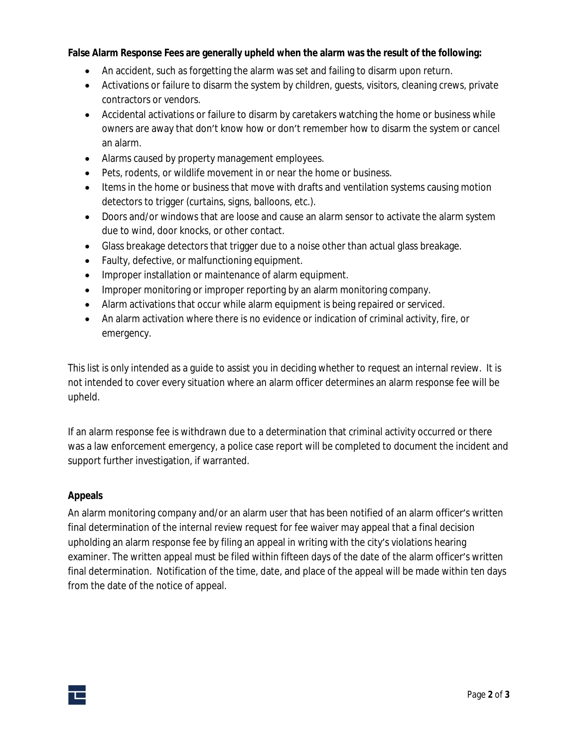**False Alarm Response Fees are generally upheld when the alarm was the result of the following:**

- An accident, such as forgetting the alarm was set and failing to disarm upon return.
- Activations or failure to disarm the system by children, guests, visitors, cleaning crews, private contractors or vendors.
- Accidental activations or failure to disarm by caretakers watching the home or business while owners are away that don't know how or don't remember how to disarm the system or cancel an alarm.
- Alarms caused by property management employees.
- Pets, rodents, or wildlife movement in or near the home or business.
- Items in the home or business that move with drafts and ventilation systems causing motion detectors to trigger (curtains, signs, balloons, etc.).
- Doors and/or windows that are loose and cause an alarm sensor to activate the alarm system due to wind, door knocks, or other contact.
- Glass breakage detectors that trigger due to a noise other than actual glass breakage.
- Faulty, defective, or malfunctioning equipment.
- Improper installation or maintenance of alarm equipment.
- Improper monitoring or improper reporting by an alarm monitoring company.
- Alarm activations that occur while alarm equipment is being repaired or serviced.
- An alarm activation where there is no evidence or indication of criminal activity, fire, or emergency.

This list is only intended as a guide to assist you in deciding whether to request an internal review. It is not intended to cover every situation where an alarm officer determines an alarm response fee will be upheld.

If an alarm response fee is withdrawn due to a determination that criminal activity occurred or there was a law enforcement emergency, a police case report will be completed to document the incident and support further investigation, if warranted.

**Appeals**

An alarm monitoring company and/or an alarm user that has been notified of an alarm officer's written final determination of the internal review request for fee waiver may appeal that a final decision upholding an alarm response fee by filing an appeal in writing with the city's violations hearing examiner. The written appeal must be filed within fifteen days of the date of the alarm officer's written final determination. Notification of the time, date, and place of the appeal will be made within ten days from the date of the notice of appeal.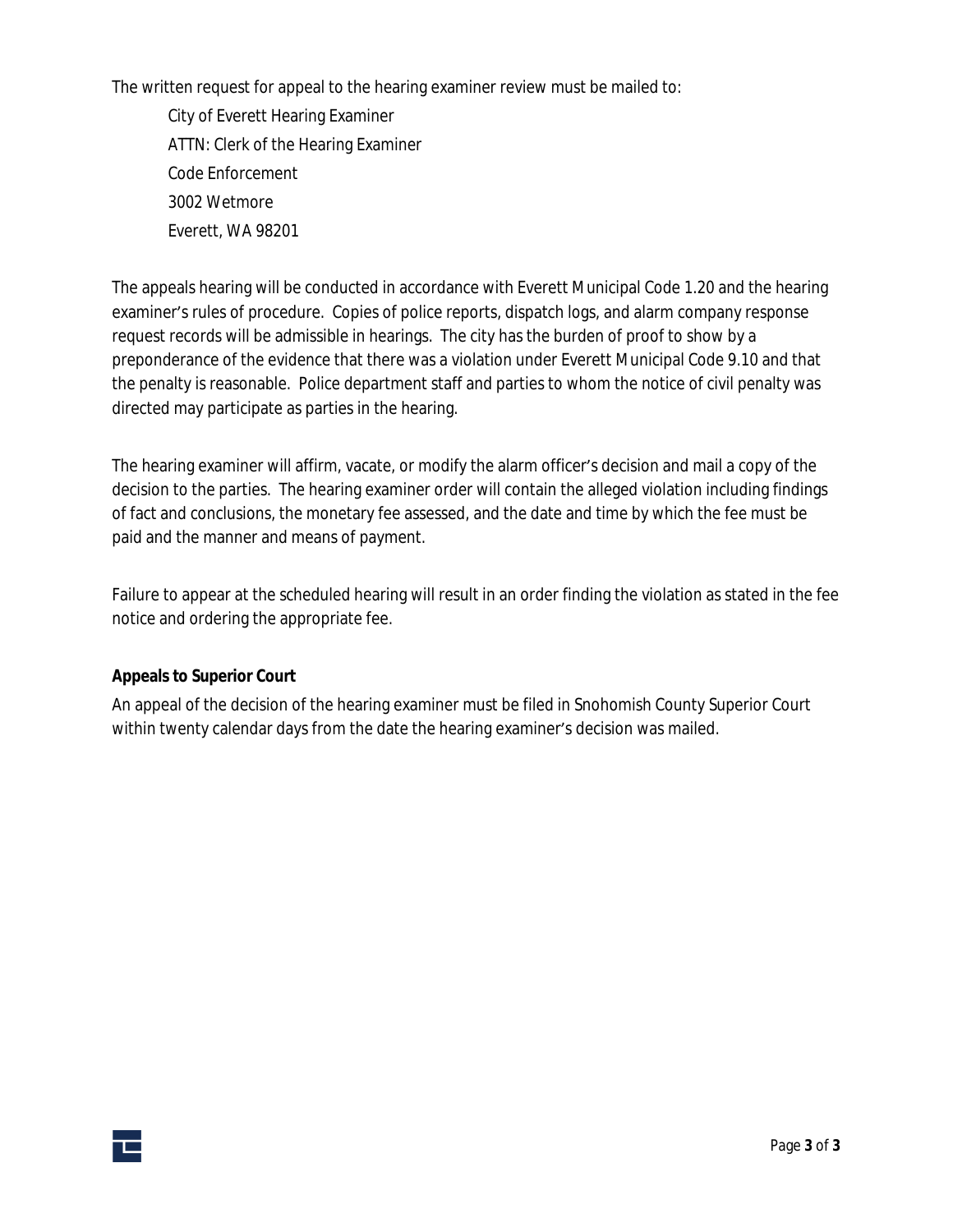The written request for appeal to the hearing examiner review must be mailed to:

City of Everett Hearing Examiner
ATTN: Clerk of the Hearing Examiner
Code Enforcement
3002 Wetmore
Everett, WA 98201

The appeals hearing will be conducted in accordance with Everett Municipal Code 1.20 and the hearing examiner's rules of procedure. Copies of police reports, dispatch logs, and alarm company response request records will be admissible in hearings. The city has the burden of proof to show by a preponderance of the evidence that there was a violation under Everett Municipal Code 9.10 and that the penalty is reasonable. Police department staff and parties to whom the notice of civil penalty was directed may participate as parties in the hearing.

The hearing examiner will affirm, vacate, or modify the alarm officer's decision and mail a copy of the decision to the parties. The hearing examiner order will contain the alleged violation including findings of fact and conclusions, the monetary fee assessed, and the date and time by which the fee must be paid and the manner and means of payment.

Failure to appear at the scheduled hearing will result in an order finding the violation as stated in the fee notice and ordering the appropriate fee.

**Appeals to Superior Court**

An appeal of the decision of the hearing examiner must be filed in Snohomish County Superior Court within twenty calendar days from the date the hearing examiner's decision was mailed.